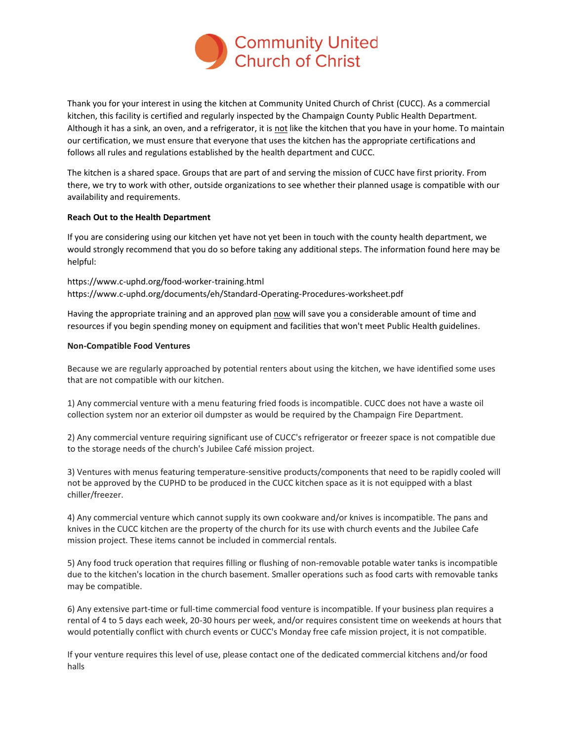# Community United Church of Christ

Thank you for your interest in using the kitchen at Community United Church of Christ (CUCC). As a commercial kitchen, this facility is certified and regularly inspected by the Champaign County Public Health Department. Although it has a sink, an oven, and a refrigerator, it is <u>not</u> like the kitchen that you have in your home. To maintain our certification, we must ensure that everyone that uses the kitchen has the appropriate certifications and follows all rules and regulations established by the health department and CUCC.

The kitchen is a shared space. Groups that are part of and serving the mission of CUCC have first priority. From there, we try to work with other, outside organizations to see whether their planned usage is compatible with our availability and requirements.

**Reach Out to the Health Department**

If you are considering using our kitchen yet have not yet been in touch with the county health department, we would strongly recommend that you do so before taking any additional steps. The information found here may be helpful:

https://www.c-uphd.org/food-worker-training.html
https://www.c-uphd.org/documents/eh/Standard-Operating-Procedures-worksheet.pdf

Having the appropriate training and an approved plan <u>now</u> will save you a considerable amount of time and resources if you begin spending money on equipment and facilities that won't meet Public Health guidelines.

**Non-Compatible Food Ventures**

Because we are regularly approached by potential renters about using the kitchen, we have identified some uses that are not compatible with our kitchen.

1) Any commercial venture with a menu featuring fried foods is incompatible. CUCC does not have a waste oil collection system nor an exterior oil dumpster as would be required by the Champaign Fire Department.

2) Any commercial venture requiring significant use of CUCC's refrigerator or freezer space is not compatible due to the storage needs of the church's Jubilee Café mission project.

3) Ventures with menus featuring temperature-sensitive products/components that need to be rapidly cooled will not be approved by the CUPHD to be produced in the CUCC kitchen space as it is not equipped with a blast chiller/freezer.

4) Any commercial venture which cannot supply its own cookware and/or knives is incompatible. The pans and knives in the CUCC kitchen are the property of the church for its use with church events and the Jubilee Cafe mission project. These items cannot be included in commercial rentals.

5) Any food truck operation that requires filling or flushing of non-removable potable water tanks is incompatible due to the kitchen's location in the church basement. Smaller operations such as food carts with removable tanks may be compatible.

6) Any extensive part-time or full-time commercial food venture is incompatible. If your business plan requires a rental of 4 to 5 days each week, 20-30 hours per week, and/or requires consistent time on weekends at hours that would potentially conflict with church events or CUCC's Monday free cafe mission project, it is not compatible.

If your venture requires this level of use, please contact one of the dedicated commercial kitchens and/or food halls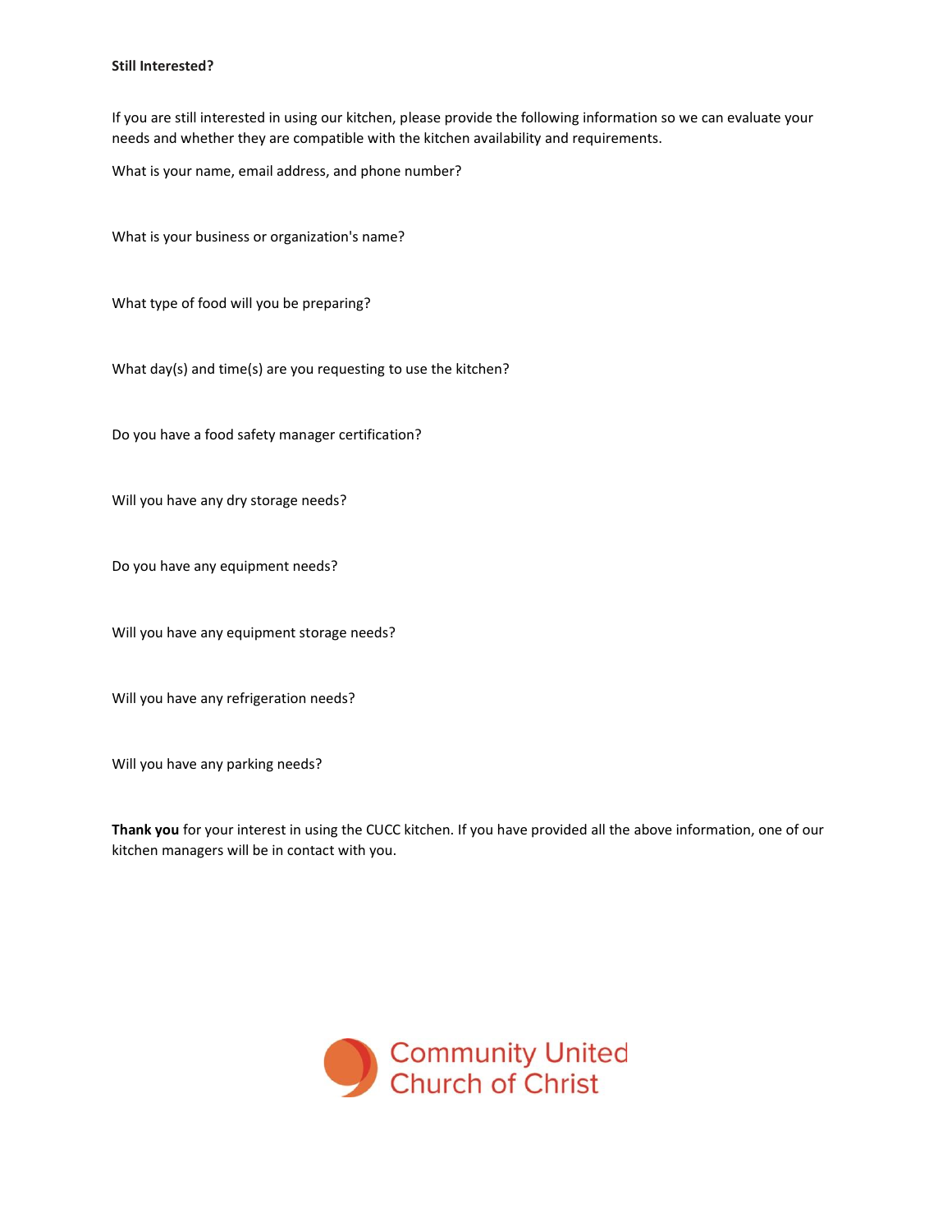**Still Interested?**

If you are still interested in using our kitchen, please provide the following information so we can evaluate your needs and whether they are compatible with the kitchen availability and requirements.

What is your name, email address, and phone number?

What is your business or organization's name?

What type of food will you be preparing?

What day(s) and time(s) are you requesting to use the kitchen?

Do you have a food safety manager certification?

Will you have any dry storage needs?

Do you have any equipment needs?

Will you have any equipment storage needs?

Will you have any refrigeration needs?

Will you have any parking needs?

**Thank you** for your interest in using the CUCC kitchen. If you have provided all the above information, one of our kitchen managers will be in contact with you.

Community United Church of Christ